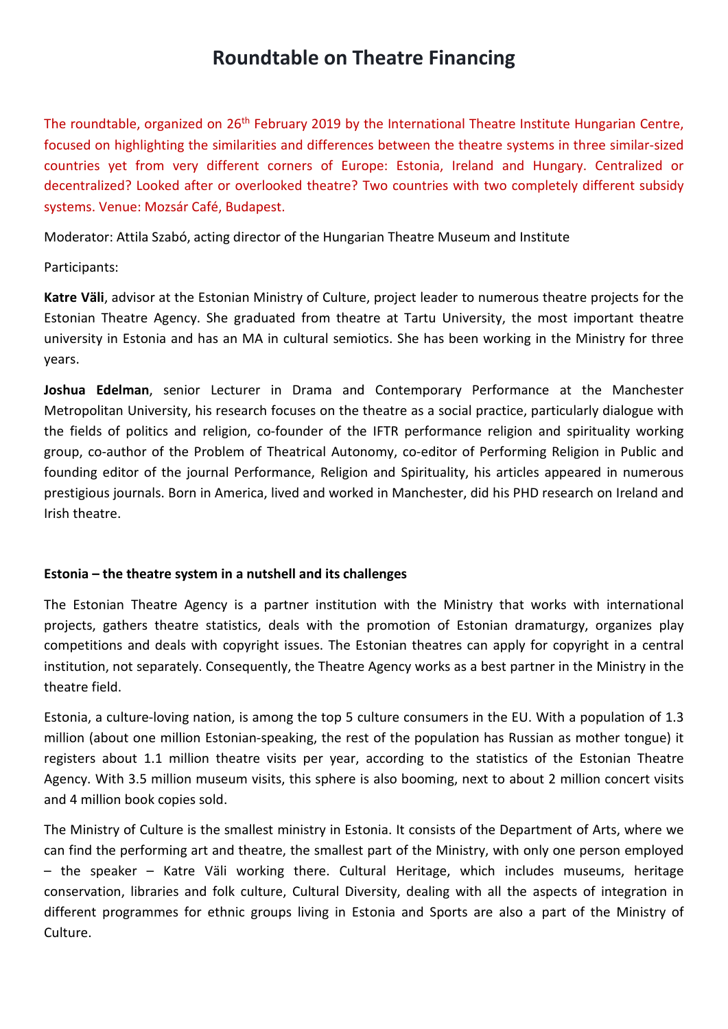# Roundtable on Theatre Financing

The roundtable, organized on 26th February 2019 by the International Theatre Institute Hungarian Centre, focused on highlighting the similarities and differences between the theatre systems in three similar-sized countries yet from very different corners of Europe: Estonia, Ireland and Hungary. Centralized or decentralized? Looked after or overlooked theatre? Two countries with two completely different subsidy systems. Venue: Mozsár Café, Budapest.

Moderator: Attila Szabó, acting director of the Hungarian Theatre Museum and Institute

Participants:

**Katre Väli**, advisor at the Estonian Ministry of Culture, project leader to numerous theatre projects for the Estonian Theatre Agency. She graduated from theatre at Tartu University, the most important theatre university in Estonia and has an MA in cultural semiotics. She has been working in the Ministry for three years.

**Joshua Edelman**, senior Lecturer in Drama and Contemporary Performance at the Manchester Metropolitan University, his research focuses on the theatre as a social practice, particularly dialogue with the fields of politics and religion, co-founder of the IFTR performance religion and spirituality working group, co-author of the Problem of Theatrical Autonomy, co-editor of Performing Religion in Public and founding editor of the journal Performance, Religion and Spirituality, his articles appeared in numerous prestigious journals. Born in America, lived and worked in Manchester, did his PHD research on Ireland and Irish theatre.

**Estonia – the theatre system in a nutshell and its challenges**

The Estonian Theatre Agency is a partner institution with the Ministry that works with international projects, gathers theatre statistics, deals with the promotion of Estonian dramaturgy, organizes play competitions and deals with copyright issues. The Estonian theatres can apply for copyright in a central institution, not separately. Consequently, the Theatre Agency works as a best partner in the Ministry in the theatre field.

Estonia, a culture-loving nation, is among the top 5 culture consumers in the EU. With a population of 1.3 million (about one million Estonian-speaking, the rest of the population has Russian as mother tongue) it registers about 1.1 million theatre visits per year, according to the statistics of the Estonian Theatre Agency. With 3.5 million museum visits, this sphere is also booming, next to about 2 million concert visits and 4 million book copies sold.

The Ministry of Culture is the smallest ministry in Estonia. It consists of the Department of Arts, where we can find the performing art and theatre, the smallest part of the Ministry, with only one person employed – the speaker – Katre Väli working there. Cultural Heritage, which includes museums, heritage conservation, libraries and folk culture, Cultural Diversity, dealing with all the aspects of integration in different programmes for ethnic groups living in Estonia and Sports are also a part of the Ministry of Culture.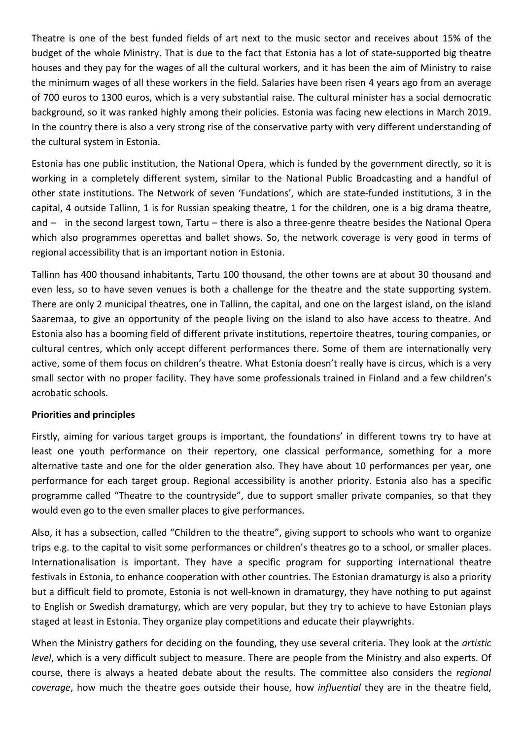Theatre is one of the best funded fields of art next to the music sector and receives about 15% of the budget of the whole Ministry. That is due to the fact that Estonia has a lot of state-supported big theatre houses and they pay for the wages of all the cultural workers, and it has been the aim of Ministry to raise the minimum wages of all these workers in the field. Salaries have been risen 4 years ago from an average of 700 euros to 1300 euros, which is a very substantial raise. The cultural minister has a social democratic background, so it was ranked highly among their policies. Estonia was facing new elections in March 2019. In the country there is also a very strong rise of the conservative party with very different understanding of the cultural system in Estonia.

Estonia has one public institution, the National Opera, which is funded by the government directly, so it is working in a completely different system, similar to the National Public Broadcasting and a handful of other state institutions. The Network of seven 'Fundations', which are state-funded institutions, 3 in the capital, 4 outside Tallinn, 1 is for Russian speaking theatre, 1 for the children, one is a big drama theatre, and – in the second largest town, Tartu – there is also a three-genre theatre besides the National Opera which also programmes operettas and ballet shows. So, the network coverage is very good in terms of regional accessibility that is an important notion in Estonia.

Tallinn has 400 thousand inhabitants, Tartu 100 thousand, the other towns are at about 30 thousand and even less, so to have seven venues is both a challenge for the theatre and the state supporting system. There are only 2 municipal theatres, one in Tallinn, the capital, and one on the largest island, on the island Saaremaa, to give an opportunity of the people living on the island to also have access to theatre. And Estonia also has a booming field of different private institutions, repertoire theatres, touring companies, or cultural centres, which only accept different performances there. Some of them are internationally very active, some of them focus on children's theatre. What Estonia doesn't really have is circus, which is a very small sector with no proper facility. They have some professionals trained in Finland and a few children's acrobatic schools.

**Priorities and principles**

Firstly, aiming for various target groups is important, the foundations' in different towns try to have at least one youth performance on their repertory, one classical performance, something for a more alternative taste and one for the older generation also. They have about 10 performances per year, one performance for each target group. Regional accessibility is another priority. Estonia also has a specific programme called "Theatre to the countryside", due to support smaller private companies, so that they would even go to the even smaller places to give performances.

Also, it has a subsection, called "Children to the theatre", giving support to schools who want to organize trips e.g. to the capital to visit some performances or children's theatres go to a school, or smaller places. Internationalisation is important. They have a specific program for supporting international theatre festivals in Estonia, to enhance cooperation with other countries. The Estonian dramaturgy is also a priority but a difficult field to promote, Estonia is not well-known in dramaturgy, they have nothing to put against to English or Swedish dramaturgy, which are very popular, but they try to achieve to have Estonian plays staged at least in Estonia. They organize play competitions and educate their playwrights.

When the Ministry gathers for deciding on the founding, they use several criteria. They look at the *artistic level*, which is a very difficult subject to measure. There are people from the Ministry and also experts. Of course, there is always a heated debate about the results. The committee also considers the *regional coverage*, how much the theatre goes outside their house, how *influential* they are in the theatre field,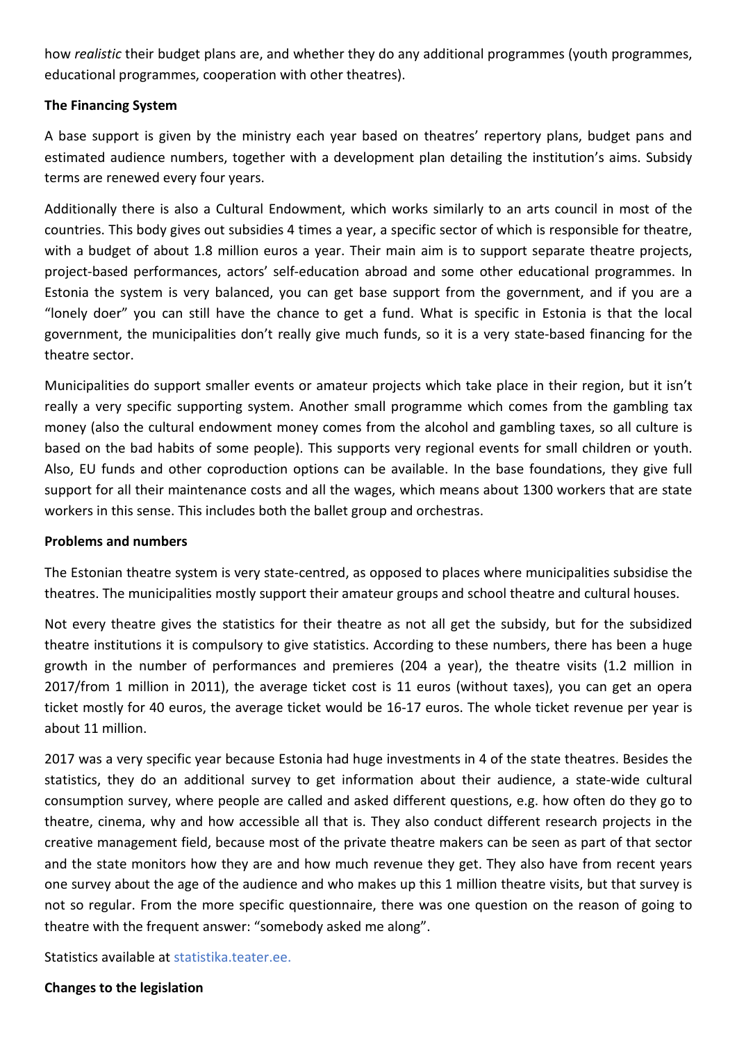how *realistic* their budget plans are, and whether they do any additional programmes (youth programmes, educational programmes, cooperation with other theatres).

**The Financing System**

A base support is given by the ministry each year based on theatres' repertory plans, budget pans and estimated audience numbers, together with a development plan detailing the institution's aims. Subsidy terms are renewed every four years.

Additionally there is also a Cultural Endowment, which works similarly to an arts council in most of the countries. This body gives out subsidies 4 times a year, a specific sector of which is responsible for theatre, with a budget of about 1.8 million euros a year. Their main aim is to support separate theatre projects, project-based performances, actors' self-education abroad and some other educational programmes. In Estonia the system is very balanced, you can get base support from the government, and if you are a "lonely doer" you can still have the chance to get a fund. What is specific in Estonia is that the local government, the municipalities don't really give much funds, so it is a very state-based financing for the theatre sector.

Municipalities do support smaller events or amateur projects which take place in their region, but it isn't really a very specific supporting system. Another small programme which comes from the gambling tax money (also the cultural endowment money comes from the alcohol and gambling taxes, so all culture is based on the bad habits of some people). This supports very regional events for small children or youth. Also, EU funds and other coproduction options can be available. In the base foundations, they give full support for all their maintenance costs and all the wages, which means about 1300 workers that are state workers in this sense. This includes both the ballet group and orchestras.

**Problems and numbers**

The Estonian theatre system is very state-centred, as opposed to places where municipalities subsidise the theatres. The municipalities mostly support their amateur groups and school theatre and cultural houses.

Not every theatre gives the statistics for their theatre as not all get the subsidy, but for the subsidized theatre institutions it is compulsory to give statistics. According to these numbers, there has been a huge growth in the number of performances and premieres (204 a year), the theatre visits (1.2 million in 2017/from 1 million in 2011), the average ticket cost is 11 euros (without taxes), you can get an opera ticket mostly for 40 euros, the average ticket would be 16-17 euros. The whole ticket revenue per year is about 11 million.

2017 was a very specific year because Estonia had huge investments in 4 of the state theatres. Besides the statistics, they do an additional survey to get information about their audience, a state-wide cultural consumption survey, where people are called and asked different questions, e.g. how often do they go to theatre, cinema, why and how accessible all that is. They also conduct different research projects in the creative management field, because most of the private theatre makers can be seen as part of that sector and the state monitors how they are and how much revenue they get. They also have from recent years one survey about the age of the audience and who makes up this 1 million theatre visits, but that survey is not so regular. From the more specific questionnaire, there was one question on the reason of going to theatre with the frequent answer: "somebody asked me along".

Statistics available at statistika.teater.ee.

**Changes to the legislation**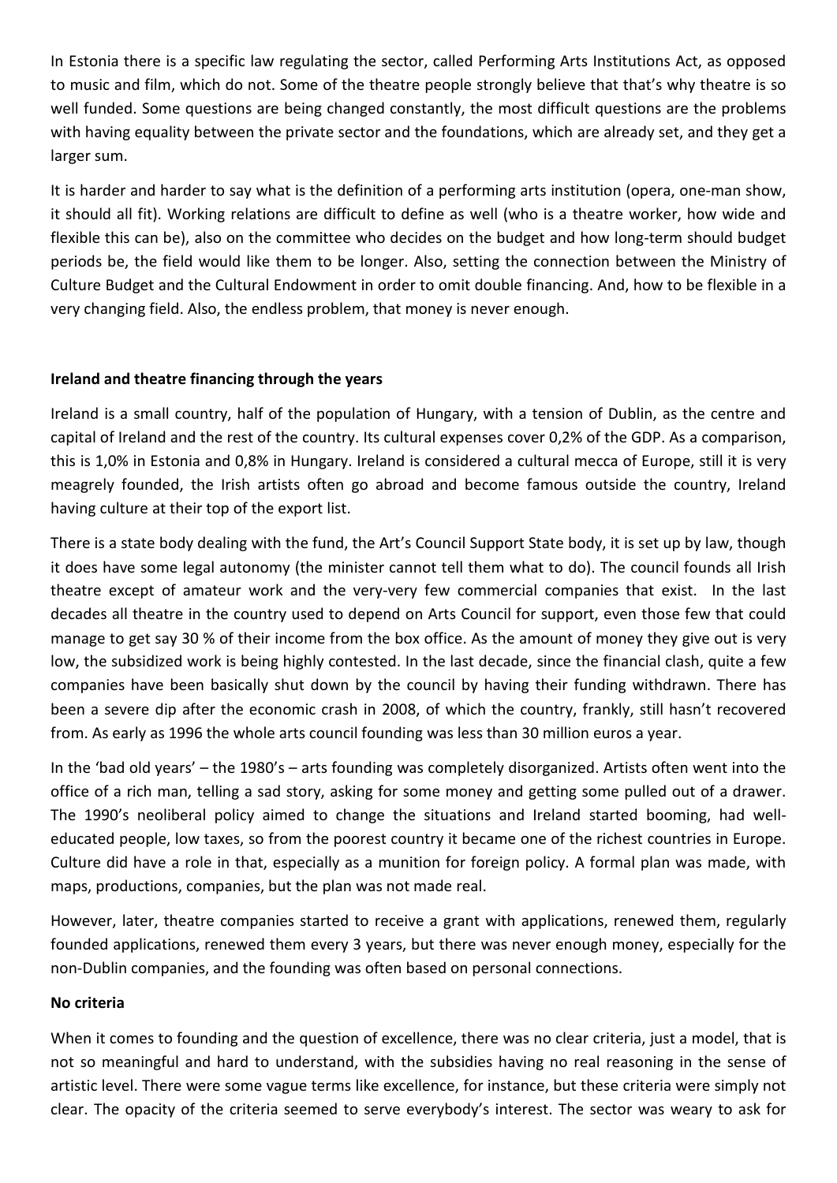In Estonia there is a specific law regulating the sector, called Performing Arts Institutions Act, as opposed to music and film, which do not. Some of the theatre people strongly believe that that's why theatre is so well funded. Some questions are being changed constantly, the most difficult questions are the problems with having equality between the private sector and the foundations, which are already set, and they get a larger sum.

It is harder and harder to say what is the definition of a performing arts institution (opera, one-man show, it should all fit). Working relations are difficult to define as well (who is a theatre worker, how wide and flexible this can be), also on the committee who decides on the budget and how long-term should budget periods be, the field would like them to be longer. Also, setting the connection between the Ministry of Culture Budget and the Cultural Endowment in order to omit double financing. And, how to be flexible in a very changing field. Also, the endless problem, that money is never enough.

**Ireland and theatre financing through the years**

Ireland is a small country, half of the population of Hungary, with a tension of Dublin, as the centre and capital of Ireland and the rest of the country. Its cultural expenses cover 0,2% of the GDP. As a comparison, this is 1,0% in Estonia and 0,8% in Hungary. Ireland is considered a cultural mecca of Europe, still it is very meagrely founded, the Irish artists often go abroad and become famous outside the country, Ireland having culture at their top of the export list.

There is a state body dealing with the fund, the Art's Council Support State body, it is set up by law, though it does have some legal autonomy (the minister cannot tell them what to do). The council founds all Irish theatre except of amateur work and the very-very few commercial companies that exist. In the last decades all theatre in the country used to depend on Arts Council for support, even those few that could manage to get say 30 % of their income from the box office. As the amount of money they give out is very low, the subsidized work is being highly contested. In the last decade, since the financial clash, quite a few companies have been basically shut down by the council by having their funding withdrawn. There has been a severe dip after the economic crash in 2008, of which the country, frankly, still hasn't recovered from. As early as 1996 the whole arts council founding was less than 30 million euros a year.

In the 'bad old years' – the 1980's – arts founding was completely disorganized. Artists often went into the office of a rich man, telling a sad story, asking for some money and getting some pulled out of a drawer. The 1990's neoliberal policy aimed to change the situations and Ireland started booming, had well-educated people, low taxes, so from the poorest country it became one of the richest countries in Europe. Culture did have a role in that, especially as a munition for foreign policy. A formal plan was made, with maps, productions, companies, but the plan was not made real.

However, later, theatre companies started to receive a grant with applications, renewed them, regularly founded applications, renewed them every 3 years, but there was never enough money, especially for the non-Dublin companies, and the founding was often based on personal connections.

**No criteria**

When it comes to founding and the question of excellence, there was no clear criteria, just a model, that is not so meaningful and hard to understand, with the subsidies having no real reasoning in the sense of artistic level. There were some vague terms like excellence, for instance, but these criteria were simply not clear. The opacity of the criteria seemed to serve everybody's interest. The sector was weary to ask for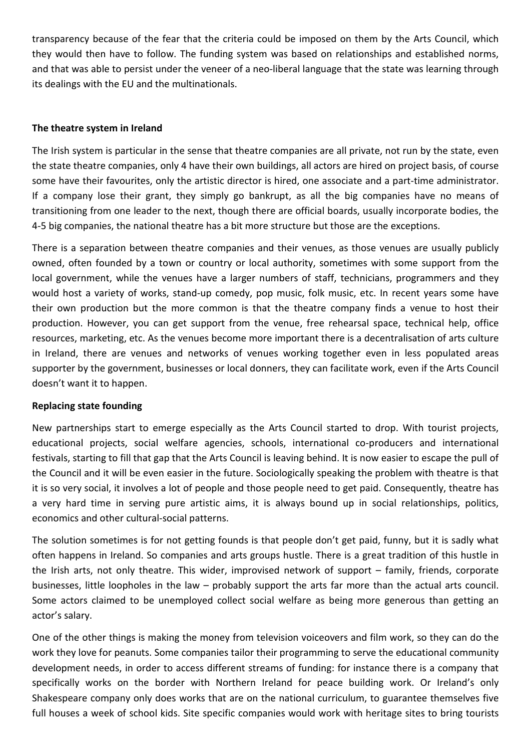transparency because of the fear that the criteria could be imposed on them by the Arts Council, which they would then have to follow. The funding system was based on relationships and established norms, and that was able to persist under the veneer of a neo-liberal language that the state was learning through its dealings with the EU and the multinationals.

**The theatre system in Ireland**

The Irish system is particular in the sense that theatre companies are all private, not run by the state, even the state theatre companies, only 4 have their own buildings, all actors are hired on project basis, of course some have their favourites, only the artistic director is hired, one associate and a part-time administrator. If a company lose their grant, they simply go bankrupt, as all the big companies have no means of transitioning from one leader to the next, though there are official boards, usually incorporate bodies, the 4-5 big companies, the national theatre has a bit more structure but those are the exceptions.

There is a separation between theatre companies and their venues, as those venues are usually publicly owned, often founded by a town or country or local authority, sometimes with some support from the local government, while the venues have a larger numbers of staff, technicians, programmers and they would host a variety of works, stand-up comedy, pop music, folk music, etc. In recent years some have their own production but the more common is that the theatre company finds a venue to host their production. However, you can get support from the venue, free rehearsal space, technical help, office resources, marketing, etc. As the venues become more important there is a decentralisation of arts culture in Ireland, there are venues and networks of venues working together even in less populated areas supporter by the government, businesses or local donners, they can facilitate work, even if the Arts Council doesn't want it to happen.

**Replacing state founding**

New partnerships start to emerge especially as the Arts Council started to drop. With tourist projects, educational projects, social welfare agencies, schools, international co-producers and international festivals, starting to fill that gap that the Arts Council is leaving behind. It is now easier to escape the pull of the Council and it will be even easier in the future. Sociologically speaking the problem with theatre is that it is so very social, it involves a lot of people and those people need to get paid. Consequently, theatre has a very hard time in serving pure artistic aims, it is always bound up in social relationships, politics, economics and other cultural-social patterns.

The solution sometimes is for not getting founds is that people don't get paid, funny, but it is sadly what often happens in Ireland. So companies and arts groups hustle. There is a great tradition of this hustle in the Irish arts, not only theatre. This wider, improvised network of support – family, friends, corporate businesses, little loopholes in the law – probably support the arts far more than the actual arts council. Some actors claimed to be unemployed collect social welfare as being more generous than getting an actor's salary.

One of the other things is making the money from television voiceovers and film work, so they can do the work they love for peanuts. Some companies tailor their programming to serve the educational community development needs, in order to access different streams of funding: for instance there is a company that specifically works on the border with Northern Ireland for peace building work. Or Ireland's only Shakespeare company only does works that are on the national curriculum, to guarantee themselves five full houses a week of school kids. Site specific companies would work with heritage sites to bring tourists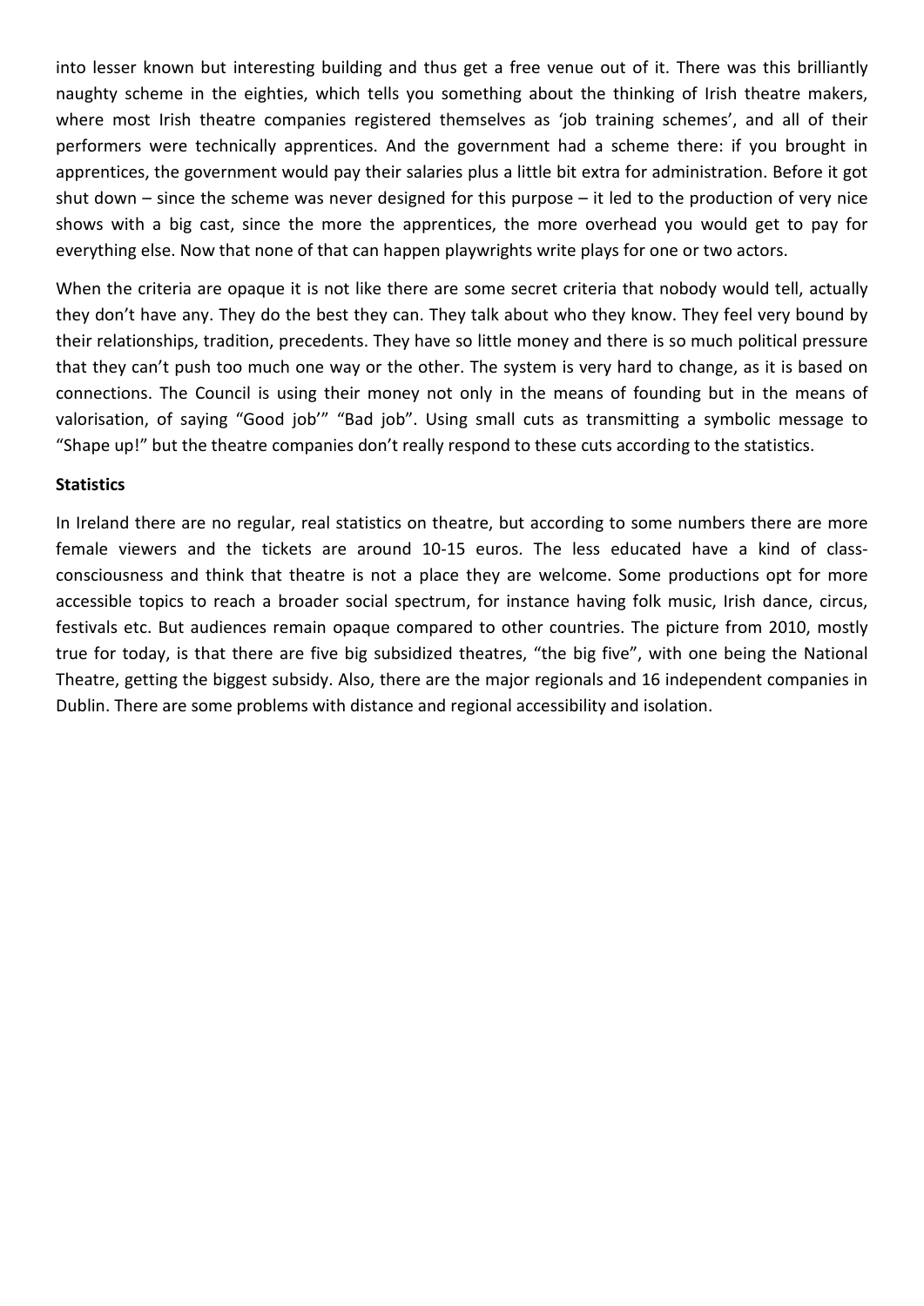into lesser known but interesting building and thus get a free venue out of it. There was this brilliantly naughty scheme in the eighties, which tells you something about the thinking of Irish theatre makers, where most Irish theatre companies registered themselves as 'job training schemes', and all of their performers were technically apprentices. And the government had a scheme there: if you brought in apprentices, the government would pay their salaries plus a little bit extra for administration. Before it got shut down – since the scheme was never designed for this purpose – it led to the production of very nice shows with a big cast, since the more the apprentices, the more overhead you would get to pay for everything else. Now that none of that can happen playwrights write plays for one or two actors.

When the criteria are opaque it is not like there are some secret criteria that nobody would tell, actually they don't have any. They do the best they can. They talk about who they know. They feel very bound by their relationships, tradition, precedents. They have so little money and there is so much political pressure that they can't push too much one way or the other. The system is very hard to change, as it is based on connections. The Council is using their money not only in the means of founding but in the means of valorisation, of saying "Good job'" "Bad job". Using small cuts as transmitting a symbolic message to "Shape up!" but the theatre companies don't really respond to these cuts according to the statistics.

**Statistics**

In Ireland there are no regular, real statistics on theatre, but according to some numbers there are more female viewers and the tickets are around 10-15 euros. The less educated have a kind of class-consciousness and think that theatre is not a place they are welcome. Some productions opt for more accessible topics to reach a broader social spectrum, for instance having folk music, Irish dance, circus, festivals etc. But audiences remain opaque compared to other countries. The picture from 2010, mostly true for today, is that there are five big subsidized theatres, "the big five", with one being the National Theatre, getting the biggest subsidy. Also, there are the major regionals and 16 independent companies in Dublin. There are some problems with distance and regional accessibility and isolation.